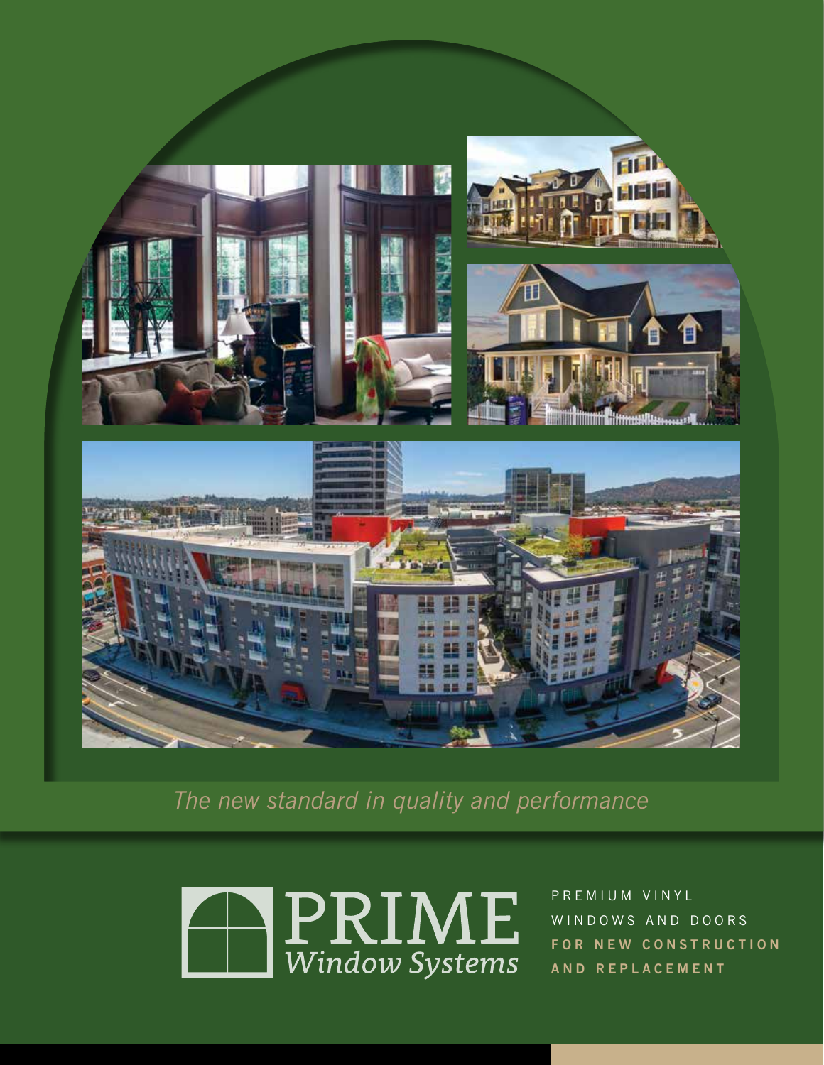*The new standard in quality and performance*

# PRIME
*Window Systems*

PREMIUM VINYL
WINDOWS AND DOORS
**FOR NEW CONSTRUCTION**
**AND REPLACEMENT**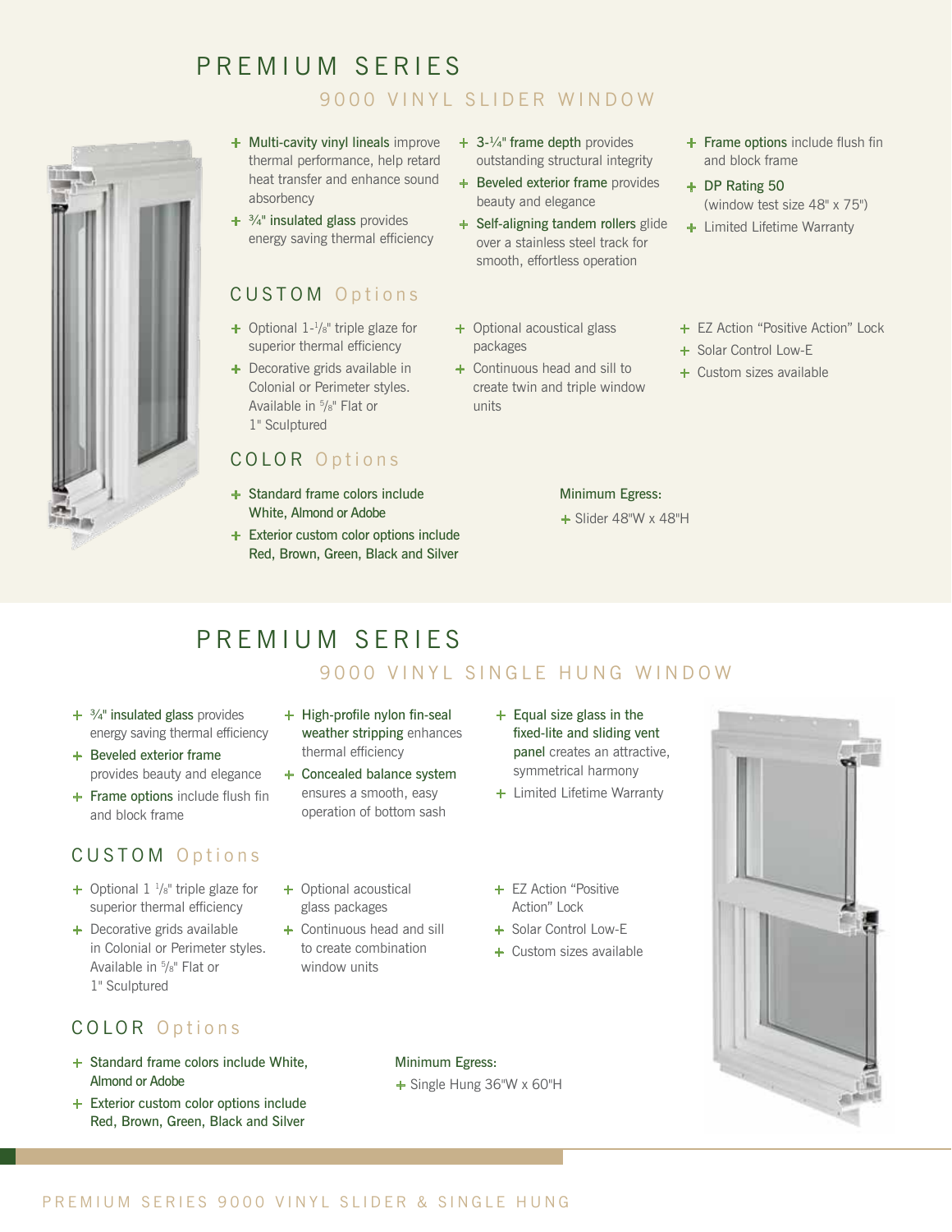# PREMIUM SERIES

## 9000 VINYL SLIDER WINDOW

- **Multi-cavity vinyl lineals** improve thermal performance, help retard heat transfer and enhance sound absorbency
- **¾" insulated glass** provides energy saving thermal efficiency
- **3-¼" frame depth** provides outstanding structural integrity
- **Beveled exterior frame** provides beauty and elegance
- **Self-aligning tandem rollers** glide over a stainless steel track for smooth, effortless operation
- **Frame options** include flush fin and block frame
- **DP Rating 50** (window test size 48" x 75")
- Limited Lifetime Warranty

### CUSTOM Options

- Optional 1-⅛" triple glaze for superior thermal efficiency
- Decorative grids available in Colonial or Perimeter styles. Available in ⅝" Flat or 1" Sculptured
- Optional acoustical glass packages
- Continuous head and sill to create twin and triple window units
- EZ Action "Positive Action" Lock
- Solar Control Low-E
- Custom sizes available

### COLOR Options

- **Standard frame colors include White, Almond or Adobe**
- **Exterior custom color options include Red, Brown, Green, Black and Silver**

**Minimum Egress:**

- Slider 48"W x 48"H

# PREMIUM SERIES

## 9000 VINYL SINGLE HUNG WINDOW

- **¾" insulated glass** provides energy saving thermal efficiency
- **Beveled exterior frame** provides beauty and elegance
- **Frame options** include flush fin and block frame
- **High-profile nylon fin-seal weather stripping** enhances thermal efficiency
- **Concealed balance system** ensures a smooth, easy operation of bottom sash
- **Equal size glass in the fixed-lite and sliding vent panel** creates an attractive, symmetrical harmony
- Limited Lifetime Warranty

### CUSTOM Options

- Optional 1 ⅛" triple glaze for superior thermal efficiency
- Decorative grids available in Colonial or Perimeter styles. Available in ⅝" Flat or 1" Sculptured
- Optional acoustical glass packages
- Continuous head and sill to create combination window units
- EZ Action "Positive Action" Lock
- Solar Control Low-E
- Custom sizes available

### COLOR Options

- **Standard frame colors include White, Almond or Adobe**
- **Exterior custom color options include Red, Brown, Green, Black and Silver**

**Minimum Egress:**

- Single Hung 36"W x 60"H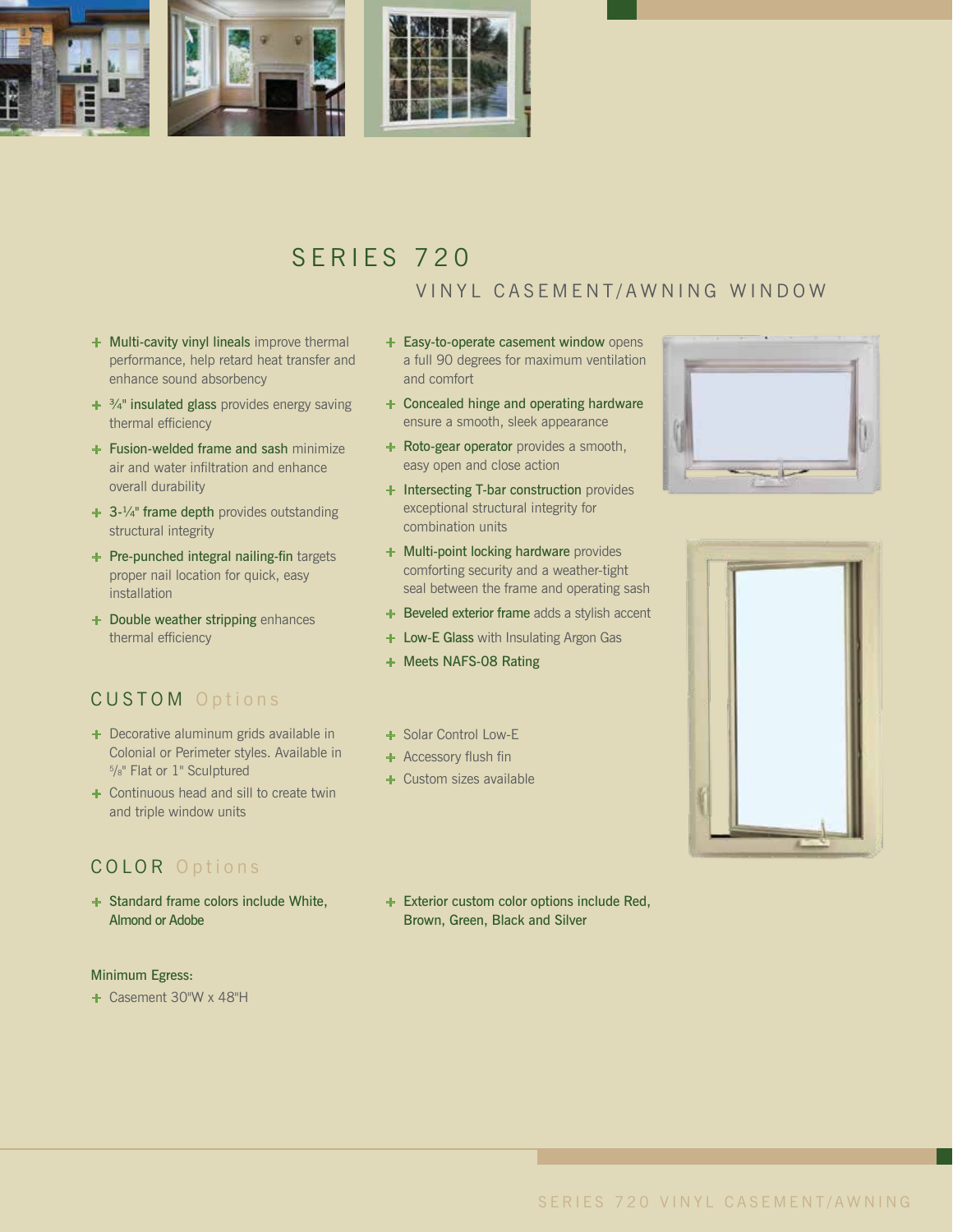# SERIES 720

## VINYL CASEMENT/AWNING WINDOW

- **Multi-cavity vinyl lineals** improve thermal performance, help retard heat transfer and enhance sound absorbency
- **¾" insulated glass** provides energy saving thermal efficiency
- **Fusion-welded frame and sash** minimize air and water infiltration and enhance overall durability
- **3-¼" frame depth** provides outstanding structural integrity
- **Pre-punched integral nailing-fin** targets proper nail location for quick, easy installation
- **Double weather stripping** enhances thermal efficiency
- **Easy-to-operate casement window** opens a full 90 degrees for maximum ventilation and comfort
- **Concealed hinge and operating hardware** ensure a smooth, sleek appearance
- **Roto-gear operator** provides a smooth, easy open and close action
- **Intersecting T-bar construction** provides exceptional structural integrity for combination units
- **Multi-point locking hardware** provides comforting security and a weather-tight seal between the frame and operating sash
- **Beveled exterior frame** adds a stylish accent
- **Low-E Glass** with Insulating Argon Gas
- **Meets NAFS-08 Rating**

## CUSTOM Options

- Decorative aluminum grids available in Colonial or Perimeter styles. Available in ⅝" Flat or 1" Sculptured
- Continuous head and sill to create twin and triple window units
- Solar Control Low-E
- Accessory flush fin
- Custom sizes available

## COLOR Options

- Standard frame colors include White, Almond or Adobe
- Exterior custom color options include Red, Brown, Green, Black and Silver

Minimum Egress:

- Casement 30"W x 48"H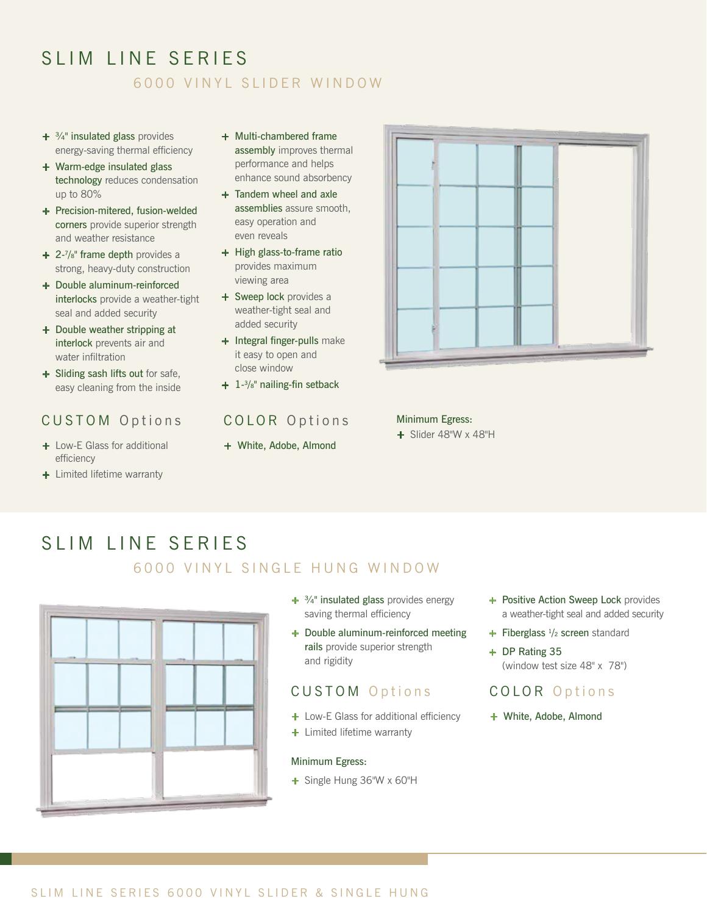# SLIM LINE SERIES

## 6000 VINYL SLIDER WINDOW

- 3/4" insulated glass provides energy-saving thermal efficiency
- Warm-edge insulated glass technology reduces condensation up to 80%
- Precision-mitered, fusion-welded corners provide superior strength and weather resistance
- 2-7/8" frame depth provides a strong, heavy-duty construction
- Double aluminum-reinforced interlocks provide a weather-tight seal and added security
- Double weather stripping at interlock prevents air and water infiltration
- Sliding sash lifts out for safe, easy cleaning from the inside
- Multi-chambered frame assembly improves thermal performance and helps enhance sound absorbency
- Tandem wheel and axle assemblies assure smooth, easy operation and even reveals
- High glass-to-frame ratio provides maximum viewing area
- Sweep lock provides a weather-tight seal and added security
- Integral finger-pulls make it easy to open and close window
- 1-3/8" nailing-fin setback

### CUSTOM Options

- Low-E Glass for additional efficiency
- Limited lifetime warranty

### COLOR Options

- White, Adobe, Almond

Minimum Egress:

- Slider 48"W x 48"H

# SLIM LINE SERIES

## 6000 VINYL SINGLE HUNG WINDOW

- 3/4" insulated glass provides energy saving thermal efficiency
- Double aluminum-reinforced meeting rails provide superior strength and rigidity
- Positive Action Sweep Lock provides a weather-tight seal and added security
- Fiberglass 1/2 screen standard
- DP Rating 35 (window test size 48" x 78")

### CUSTOM Options

- Low-E Glass for additional efficiency
- Limited lifetime warranty

Minimum Egress:

- Single Hung 36"W x 60"H

### COLOR Options

- White, Adobe, Almond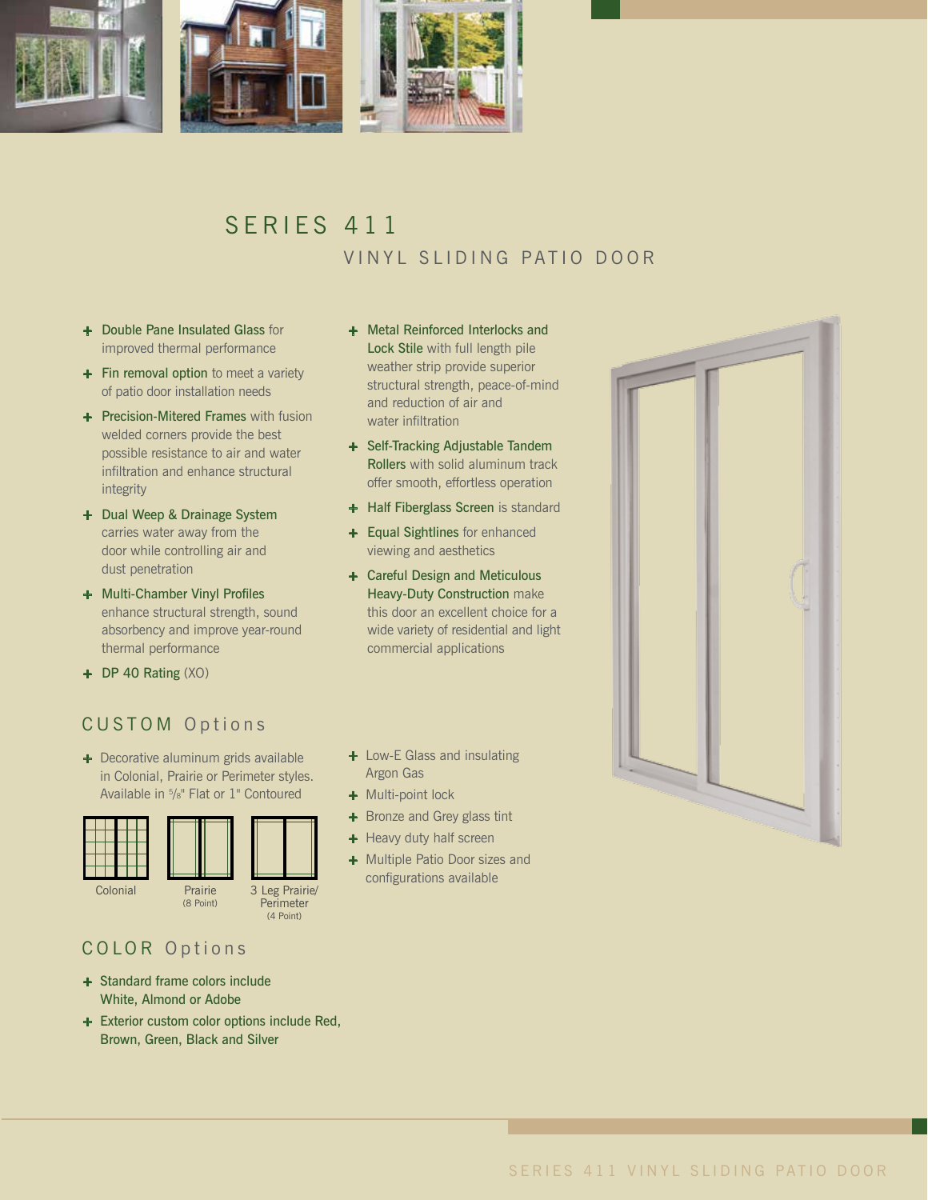# SERIES 411

## VINYL SLIDING PATIO DOOR

- **Double Pane Insulated Glass** for improved thermal performance
- **Fin removal option** to meet a variety of patio door installation needs
- **Precision-Mitered Frames** with fusion welded corners provide the best possible resistance to air and water infiltration and enhance structural integrity
- **Dual Weep & Drainage System** carries water away from the door while controlling air and dust penetration
- **Multi-Chamber Vinyl Profiles** enhance structural strength, sound absorbency and improve year-round thermal performance
- **DP 40 Rating** (XO)
- **Metal Reinforced Interlocks and Lock Stile** with full length pile weather strip provide superior structural strength, peace-of-mind and reduction of air and water infiltration
- **Self-Tracking Adjustable Tandem Rollers** with solid aluminum track offer smooth, effortless operation
- **Half Fiberglass Screen** is standard
- **Equal Sightlines** for enhanced viewing and aesthetics
- **Careful Design and Meticulous Heavy-Duty Construction** make this door an excellent choice for a wide variety of residential and light commercial applications

## CUSTOM Options

- Decorative aluminum grids available in Colonial, Prairie or Perimeter styles. Available in 5/8" Flat or 1" Contoured

Colonial

Prairie (8 Point)

3 Leg Prairie/ Perimeter (4 Point)

- Low-E Glass and insulating Argon Gas
- Multi-point lock
- Bronze and Grey glass tint
- Heavy duty half screen
- Multiple Patio Door sizes and configurations available

## COLOR Options

- Standard frame colors include White, Almond or Adobe
- Exterior custom color options include Red, Brown, Green, Black and Silver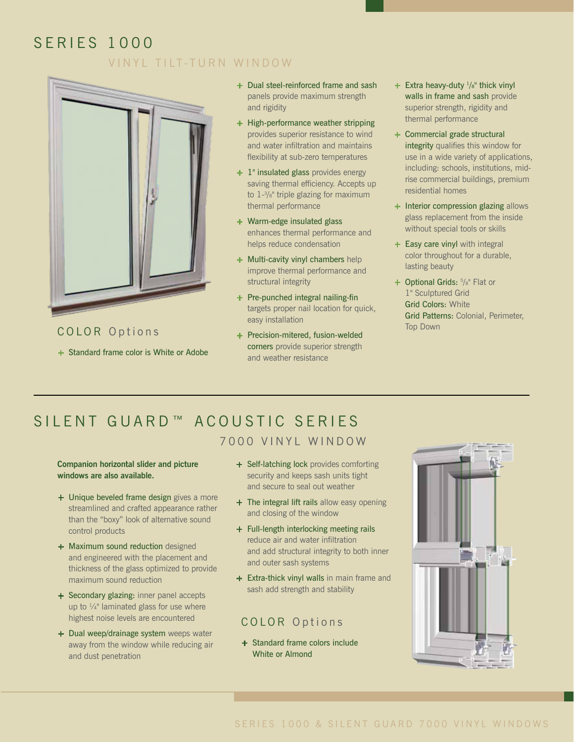# SERIES 1000

## VINYL TILT-TURN WINDOW

### COLOR Options

- Standard frame color is White or Adobe

- **Dual steel-reinforced frame and sash** panels provide maximum strength and rigidity
- **High-performance weather stripping** provides superior resistance to wind and water infiltration and maintains flexibility at sub-zero temperatures
- **1" insulated glass** provides energy saving thermal efficiency. Accepts up to 1-3/8" triple glazing for maximum thermal performance
- **Warm-edge insulated glass** enhances thermal performance and helps reduce condensation
- **Multi-cavity vinyl chambers** help improve thermal performance and structural integrity
- **Pre-punched integral nailing-fin** targets proper nail location for quick, easy installation
- **Precision-mitered, fusion-welded corners** provide superior strength and weather resistance
- **Extra heavy-duty 1/8" thick vinyl walls in frame and sash** provide superior strength, rigidity and thermal performance
- **Commercial grade structural integrity** qualifies this window for use in a wide variety of applications, including: schools, institutions, mid-rise commercial buildings, premium residential homes
- **Interior compression glazing** allows glass replacement from the inside without special tools or skills
- **Easy care vinyl** with integral color throughout for a durable, lasting beauty
- **Optional Grids:** 5/8" Flat or 1" Sculptured Grid
  **Grid Colors:** White
  **Grid Patterns:** Colonial, Perimeter, Top Down

---

# SILENT GUARD™ ACOUSTIC SERIES

## 7000 VINYL WINDOW

**Companion horizontal slider and picture windows are also available.**

- **Unique beveled frame design** gives a more streamlined and crafted appearance rather than the "boxy" look of alternative sound control products
- **Maximum sound reduction** designed and engineered with the placement and thickness of the glass optimized to provide maximum sound reduction
- **Secondary glazing:** inner panel accepts up to 1/4" laminated glass for use where highest noise levels are encountered
- **Dual weep/drainage system** weeps water away from the window while reducing air and dust penetration
- **Self-latching lock** provides comforting security and keeps sash units tight and secure to seal out weather
- **The integral lift rails** allow easy opening and closing of the window
- **Full-length interlocking meeting rails** reduce air and water infiltration and add structural integrity to both inner and outer sash systems
- **Extra-thick vinyl walls** in main frame and sash add strength and stability

### COLOR Options

- Standard frame colors include White or Almond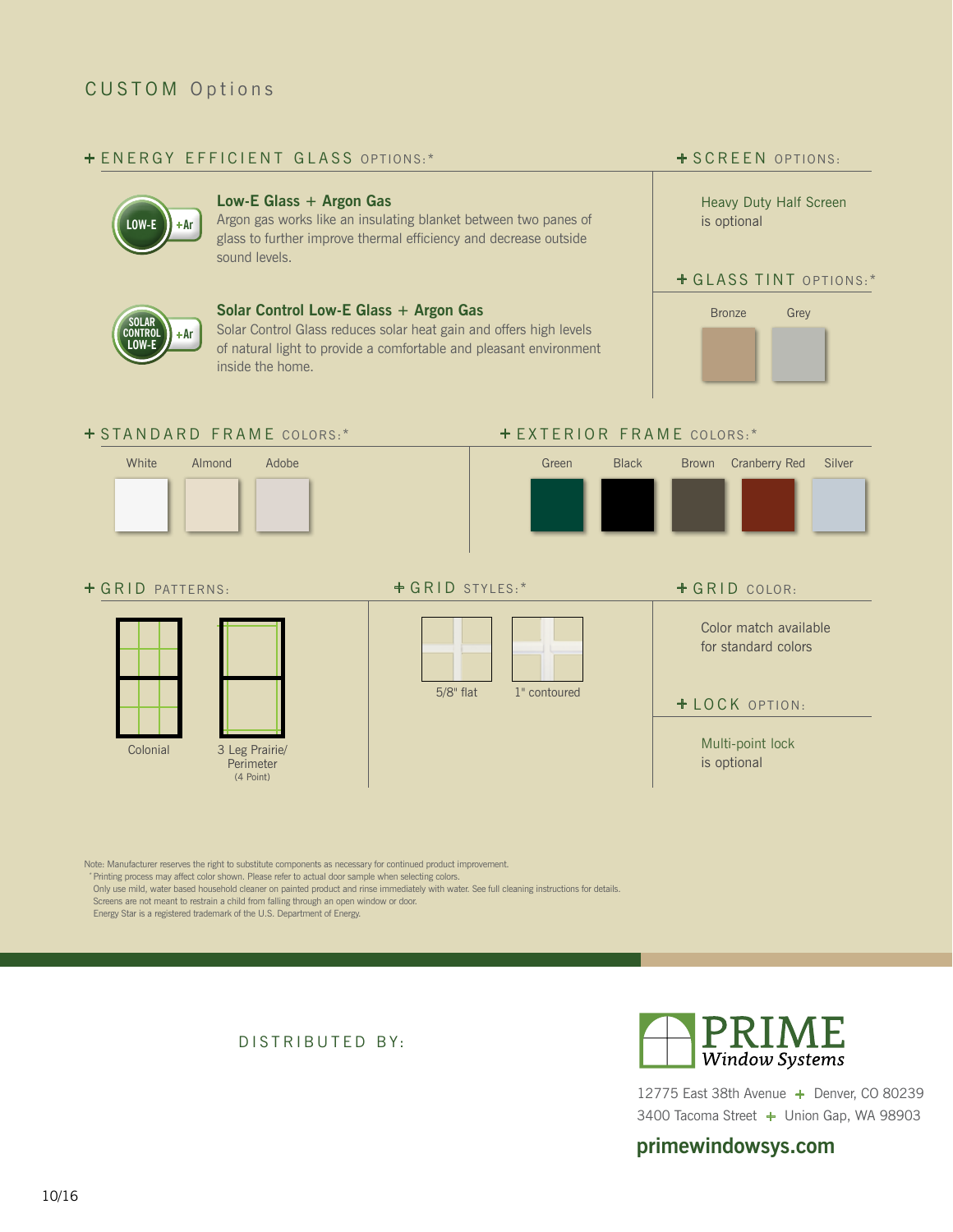# CUSTOM Options

## + ENERGY EFFICIENT GLASS OPTIONS:*

LOW-E +Ar

**Low-E Glass + Argon Gas**

Argon gas works like an insulating blanket between two panes of glass to further improve thermal efficiency and decrease outside sound levels.

SOLAR CONTROL LOW-E +Ar

**Solar Control Low-E Glass + Argon Gas**

Solar Control Glass reduces solar heat gain and offers high levels of natural light to provide a comfortable and pleasant environment inside the home.

## + SCREEN OPTIONS:

Heavy Duty Half Screen is optional

## + GLASS TINT OPTIONS:*

Bronze

Grey

## + STANDARD FRAME COLORS:*

White

Almond

Adobe

## + EXTERIOR FRAME COLORS:*

Green

Black

Brown

Cranberry Red

Silver

## + GRID PATTERNS:

Colonial

3 Leg Prairie/ Perimeter (4 Point)

## + GRID STYLES:*

5/8" flat

1" contoured

## + GRID COLOR:

Color match available for standard colors

## + LOCK OPTION:

Multi-point lock is optional

Note: Manufacturer reserves the right to substitute components as necessary for continued product improvement.
*Printing process may affect color shown. Please refer to actual door sample when selecting colors.
Only use mild, water based household cleaner on painted product and rinse immediately with water. See full cleaning instructions for details.
Screens are not meant to restrain a child from falling through an open window or door.
Energy Star is a registered trademark of the U.S. Department of Energy.

DISTRIBUTED BY:

PRIME Window Systems

12775 East 38th Avenue + Denver, CO 80239
3400 Tacoma Street + Union Gap, WA 98903

primewindowsys.com

10/16